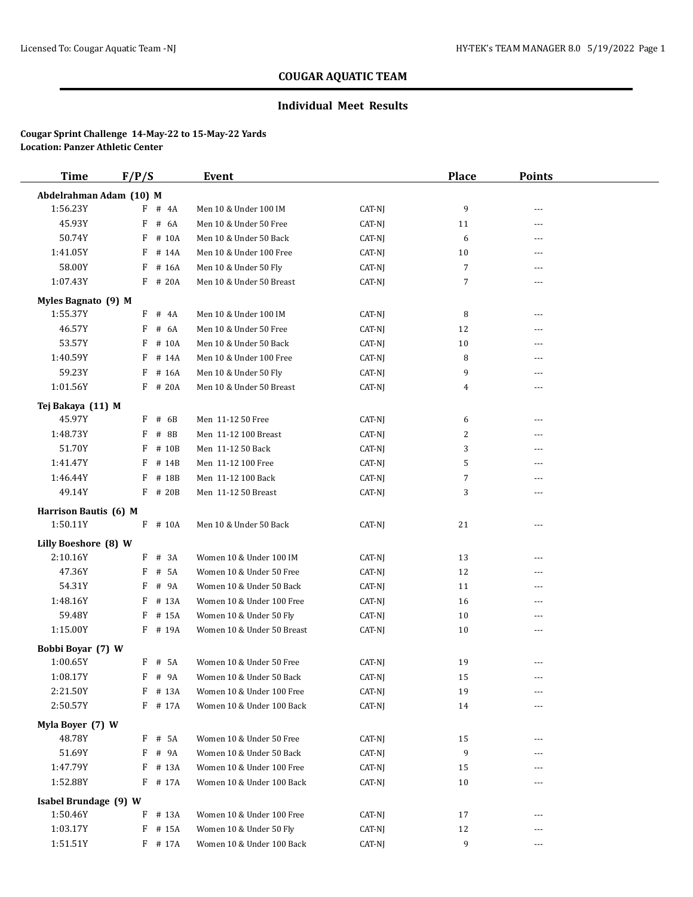# COUGAR AQUATIC TEAM

## Individual Meet Results

**Cougar Sprint Challenge 14-May-22 to 15-May-22 Yards**
**Location: Panzer Athletic Center**

| Time | F/P/S | Event | | Place | Points |
|---|---|---|---|---|---|
| **Abdelrahman Adam (10) M** | | | | | |
| 1:56.23Y | F # 4A | Men 10 & Under 100 IM | CAT-NJ | 9 | --- |
| 45.93Y | F # 6A | Men 10 & Under 50 Free | CAT-NJ | 11 | --- |
| 50.74Y | F # 10A | Men 10 & Under 50 Back | CAT-NJ | 6 | --- |
| 1:41.05Y | F # 14A | Men 10 & Under 100 Free | CAT-NJ | 10 | --- |
| 58.00Y | F # 16A | Men 10 & Under 50 Fly | CAT-NJ | 7 | --- |
| 1:07.43Y | F # 20A | Men 10 & Under 50 Breast | CAT-NJ | 7 | --- |
| **Myles Bagnato (9) M** | | | | | |
| 1:55.37Y | F # 4A | Men 10 & Under 100 IM | CAT-NJ | 8 | --- |
| 46.57Y | F # 6A | Men 10 & Under 50 Free | CAT-NJ | 12 | --- |
| 53.57Y | F # 10A | Men 10 & Under 50 Back | CAT-NJ | 10 | --- |
| 1:40.59Y | F # 14A | Men 10 & Under 100 Free | CAT-NJ | 8 | --- |
| 59.23Y | F # 16A | Men 10 & Under 50 Fly | CAT-NJ | 9 | --- |
| 1:01.56Y | F # 20A | Men 10 & Under 50 Breast | CAT-NJ | 4 | --- |
| **Tej Bakaya (11) M** | | | | | |
| 45.97Y | F # 6B | Men 11-12 50 Free | CAT-NJ | 6 | --- |
| 1:48.73Y | F # 8B | Men 11-12 100 Breast | CAT-NJ | 2 | --- |
| 51.70Y | F # 10B | Men 11-12 50 Back | CAT-NJ | 3 | --- |
| 1:41.47Y | F # 14B | Men 11-12 100 Free | CAT-NJ | 5 | --- |
| 1:46.44Y | F # 18B | Men 11-12 100 Back | CAT-NJ | 7 | --- |
| 49.14Y | F # 20B | Men 11-12 50 Breast | CAT-NJ | 3 | --- |
| **Harrison Bautis (6) M** | | | | | |
| 1:50.11Y | F # 10A | Men 10 & Under 50 Back | CAT-NJ | 21 | --- |
| **Lilly Boeshore (8) W** | | | | | |
| 2:10.16Y | F # 3A | Women 10 & Under 100 IM | CAT-NJ | 13 | --- |
| 47.36Y | F # 5A | Women 10 & Under 50 Free | CAT-NJ | 12 | --- |
| 54.31Y | F # 9A | Women 10 & Under 50 Back | CAT-NJ | 11 | --- |
| 1:48.16Y | F # 13A | Women 10 & Under 100 Free | CAT-NJ | 16 | --- |
| 59.48Y | F # 15A | Women 10 & Under 50 Fly | CAT-NJ | 10 | --- |
| 1:15.00Y | F # 19A | Women 10 & Under 50 Breast | CAT-NJ | 10 | --- |
| **Bobbi Boyar (7) W** | | | | | |
| 1:00.65Y | F # 5A | Women 10 & Under 50 Free | CAT-NJ | 19 | --- |
| 1:08.17Y | F # 9A | Women 10 & Under 50 Back | CAT-NJ | 15 | --- |
| 2:21.50Y | F # 13A | Women 10 & Under 100 Free | CAT-NJ | 19 | --- |
| 2:50.57Y | F # 17A | Women 10 & Under 100 Back | CAT-NJ | 14 | --- |
| **Myla Boyer (7) W** | | | | | |
| 48.78Y | F # 5A | Women 10 & Under 50 Free | CAT-NJ | 15 | --- |
| 51.69Y | F # 9A | Women 10 & Under 50 Back | CAT-NJ | 9 | --- |
| 1:47.79Y | F # 13A | Women 10 & Under 100 Free | CAT-NJ | 15 | --- |
| 1:52.88Y | F # 17A | Women 10 & Under 100 Back | CAT-NJ | 10 | --- |
| **Isabel Brundage (9) W** | | | | | |
| 1:50.46Y | F # 13A | Women 10 & Under 100 Free | CAT-NJ | 17 | --- |
| 1:03.17Y | F # 15A | Women 10 & Under 50 Fly | CAT-NJ | 12 | --- |
| 1:51.51Y | F # 17A | Women 10 & Under 100 Back | CAT-NJ | 9 | --- |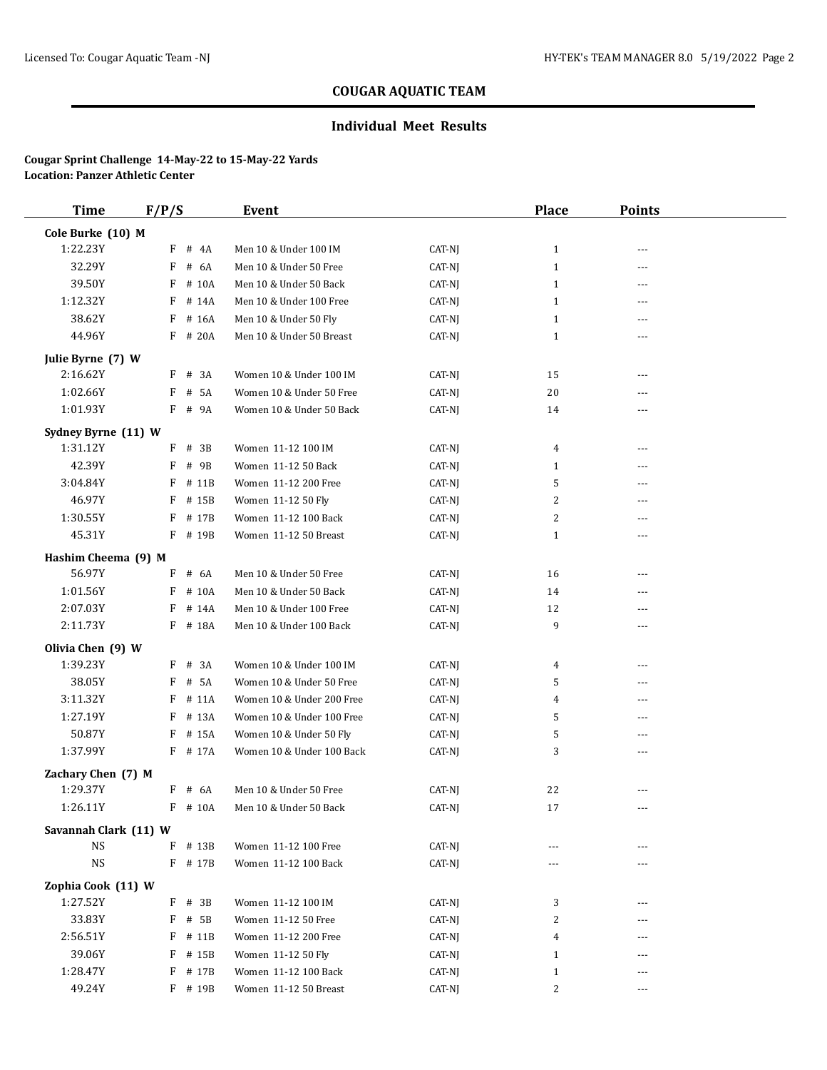# COUGAR AQUATIC TEAM

## Individual Meet Results

**Cougar Sprint Challenge 14-May-22 to 15-May-22 Yards**
**Location: Panzer Athletic Center**

| Time | F/P/S | Event | | Place | Points |
|---|---|---|---|---|---|
| **Cole Burke (10) M** | | | | | |
| 1:22.23Y | F # 4A | Men 10 & Under 100 IM | CAT-NJ | 1 | --- |
| 32.29Y | F # 6A | Men 10 & Under 50 Free | CAT-NJ | 1 | --- |
| 39.50Y | F # 10A | Men 10 & Under 50 Back | CAT-NJ | 1 | --- |
| 1:12.32Y | F # 14A | Men 10 & Under 100 Free | CAT-NJ | 1 | --- |
| 38.62Y | F # 16A | Men 10 & Under 50 Fly | CAT-NJ | 1 | --- |
| 44.96Y | F # 20A | Men 10 & Under 50 Breast | CAT-NJ | 1 | --- |
| **Julie Byrne (7) W** | | | | | |
| 2:16.62Y | F # 3A | Women 10 & Under 100 IM | CAT-NJ | 15 | --- |
| 1:02.66Y | F # 5A | Women 10 & Under 50 Free | CAT-NJ | 20 | --- |
| 1:01.93Y | F # 9A | Women 10 & Under 50 Back | CAT-NJ | 14 | --- |
| **Sydney Byrne (11) W** | | | | | |
| 1:31.12Y | F # 3B | Women 11-12 100 IM | CAT-NJ | 4 | --- |
| 42.39Y | F # 9B | Women 11-12 50 Back | CAT-NJ | 1 | --- |
| 3:04.84Y | F # 11B | Women 11-12 200 Free | CAT-NJ | 5 | --- |
| 46.97Y | F # 15B | Women 11-12 50 Fly | CAT-NJ | 2 | --- |
| 1:30.55Y | F # 17B | Women 11-12 100 Back | CAT-NJ | 2 | --- |
| 45.31Y | F # 19B | Women 11-12 50 Breast | CAT-NJ | 1 | --- |
| **Hashim Cheema (9) M** | | | | | |
| 56.97Y | F # 6A | Men 10 & Under 50 Free | CAT-NJ | 16 | --- |
| 1:01.56Y | F # 10A | Men 10 & Under 50 Back | CAT-NJ | 14 | --- |
| 2:07.03Y | F # 14A | Men 10 & Under 100 Free | CAT-NJ | 12 | --- |
| 2:11.73Y | F # 18A | Men 10 & Under 100 Back | CAT-NJ | 9 | --- |
| **Olivia Chen (9) W** | | | | | |
| 1:39.23Y | F # 3A | Women 10 & Under 100 IM | CAT-NJ | 4 | --- |
| 38.05Y | F # 5A | Women 10 & Under 50 Free | CAT-NJ | 5 | --- |
| 3:11.32Y | F # 11A | Women 10 & Under 200 Free | CAT-NJ | 4 | --- |
| 1:27.19Y | F # 13A | Women 10 & Under 100 Free | CAT-NJ | 5 | --- |
| 50.87Y | F # 15A | Women 10 & Under 50 Fly | CAT-NJ | 5 | --- |
| 1:37.99Y | F # 17A | Women 10 & Under 100 Back | CAT-NJ | 3 | --- |
| **Zachary Chen (7) M** | | | | | |
| 1:29.37Y | F # 6A | Men 10 & Under 50 Free | CAT-NJ | 22 | --- |
| 1:26.11Y | F # 10A | Men 10 & Under 50 Back | CAT-NJ | 17 | --- |
| **Savannah Clark (11) W** | | | | | |
| NS | F # 13B | Women 11-12 100 Free | CAT-NJ | --- | --- |
| NS | F # 17B | Women 11-12 100 Back | CAT-NJ | --- | --- |
| **Zophia Cook (11) W** | | | | | |
| 1:27.52Y | F # 3B | Women 11-12 100 IM | CAT-NJ | 3 | --- |
| 33.83Y | F # 5B | Women 11-12 50 Free | CAT-NJ | 2 | --- |
| 2:56.51Y | F # 11B | Women 11-12 200 Free | CAT-NJ | 4 | --- |
| 39.06Y | F # 15B | Women 11-12 50 Fly | CAT-NJ | 1 | --- |
| 1:28.47Y | F # 17B | Women 11-12 100 Back | CAT-NJ | 1 | --- |
| 49.24Y | F # 19B | Women 11-12 50 Breast | CAT-NJ | 2 | --- |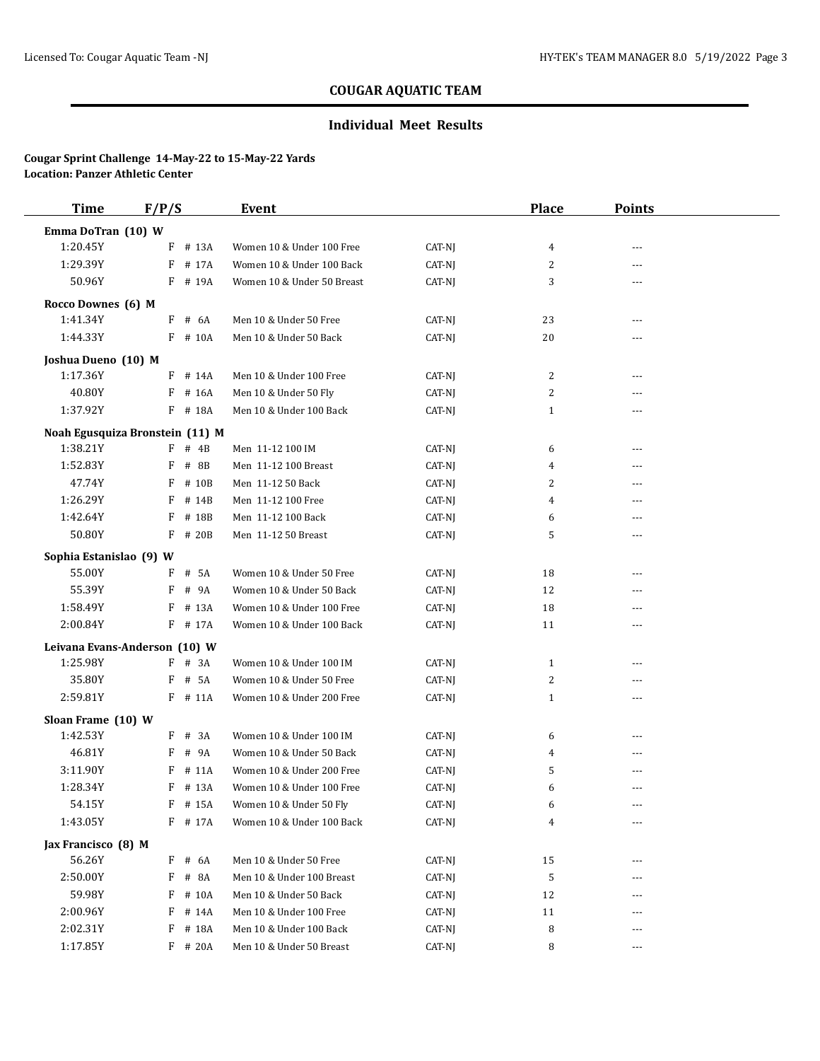## COUGAR AQUATIC TEAM

### Individual Meet Results

**Cougar Sprint Challenge 14-May-22 to 15-May-22 Yards**
**Location: Panzer Athletic Center**

| Time | F/P/S | Event | | Place | Points |
|---|---|---|---|---|---|
| **Emma DoTran (10) W** | | | | | |
| 1:20.45Y | F # 13A | Women 10 & Under 100 Free | CAT-NJ | 4 | --- |
| 1:29.39Y | F # 17A | Women 10 & Under 100 Back | CAT-NJ | 2 | --- |
| 50.96Y | F # 19A | Women 10 & Under 50 Breast | CAT-NJ | 3 | --- |
| **Rocco Downes (6) M** | | | | | |
| 1:41.34Y | F # 6A | Men 10 & Under 50 Free | CAT-NJ | 23 | --- |
| 1:44.33Y | F # 10A | Men 10 & Under 50 Back | CAT-NJ | 20 | --- |
| **Joshua Dueno (10) M** | | | | | |
| 1:17.36Y | F # 14A | Men 10 & Under 100 Free | CAT-NJ | 2 | --- |
| 40.80Y | F # 16A | Men 10 & Under 50 Fly | CAT-NJ | 2 | --- |
| 1:37.92Y | F # 18A | Men 10 & Under 100 Back | CAT-NJ | 1 | --- |
| **Noah Egusquiza Bronstein (11) M** | | | | | |
| 1:38.21Y | F # 4B | Men 11-12 100 IM | CAT-NJ | 6 | --- |
| 1:52.83Y | F # 8B | Men 11-12 100 Breast | CAT-NJ | 4 | --- |
| 47.74Y | F # 10B | Men 11-12 50 Back | CAT-NJ | 2 | --- |
| 1:26.29Y | F # 14B | Men 11-12 100 Free | CAT-NJ | 4 | --- |
| 1:42.64Y | F # 18B | Men 11-12 100 Back | CAT-NJ | 6 | --- |
| 50.80Y | F # 20B | Men 11-12 50 Breast | CAT-NJ | 5 | --- |
| **Sophia Estanislao (9) W** | | | | | |
| 55.00Y | F # 5A | Women 10 & Under 50 Free | CAT-NJ | 18 | --- |
| 55.39Y | F # 9A | Women 10 & Under 50 Back | CAT-NJ | 12 | --- |
| 1:58.49Y | F # 13A | Women 10 & Under 100 Free | CAT-NJ | 18 | --- |
| 2:00.84Y | F # 17A | Women 10 & Under 100 Back | CAT-NJ | 11 | --- |
| **Leivana Evans-Anderson (10) W** | | | | | |
| 1:25.98Y | F # 3A | Women 10 & Under 100 IM | CAT-NJ | 1 | --- |
| 35.80Y | F # 5A | Women 10 & Under 50 Free | CAT-NJ | 2 | --- |
| 2:59.81Y | F # 11A | Women 10 & Under 200 Free | CAT-NJ | 1 | --- |
| **Sloan Frame (10) W** | | | | | |
| 1:42.53Y | F # 3A | Women 10 & Under 100 IM | CAT-NJ | 6 | --- |
| 46.81Y | F # 9A | Women 10 & Under 50 Back | CAT-NJ | 4 | --- |
| 3:11.90Y | F # 11A | Women 10 & Under 200 Free | CAT-NJ | 5 | --- |
| 1:28.34Y | F # 13A | Women 10 & Under 100 Free | CAT-NJ | 6 | --- |
| 54.15Y | F # 15A | Women 10 & Under 50 Fly | CAT-NJ | 6 | --- |
| 1:43.05Y | F # 17A | Women 10 & Under 100 Back | CAT-NJ | 4 | --- |
| **Jax Francisco (8) M** | | | | | |
| 56.26Y | F # 6A | Men 10 & Under 50 Free | CAT-NJ | 15 | --- |
| 2:50.00Y | F # 8A | Men 10 & Under 100 Breast | CAT-NJ | 5 | --- |
| 59.98Y | F # 10A | Men 10 & Under 50 Back | CAT-NJ | 12 | --- |
| 2:00.96Y | F # 14A | Men 10 & Under 100 Free | CAT-NJ | 11 | --- |
| 2:02.31Y | F # 18A | Men 10 & Under 100 Back | CAT-NJ | 8 | --- |
| 1:17.85Y | F # 20A | Men 10 & Under 50 Breast | CAT-NJ | 8 | --- |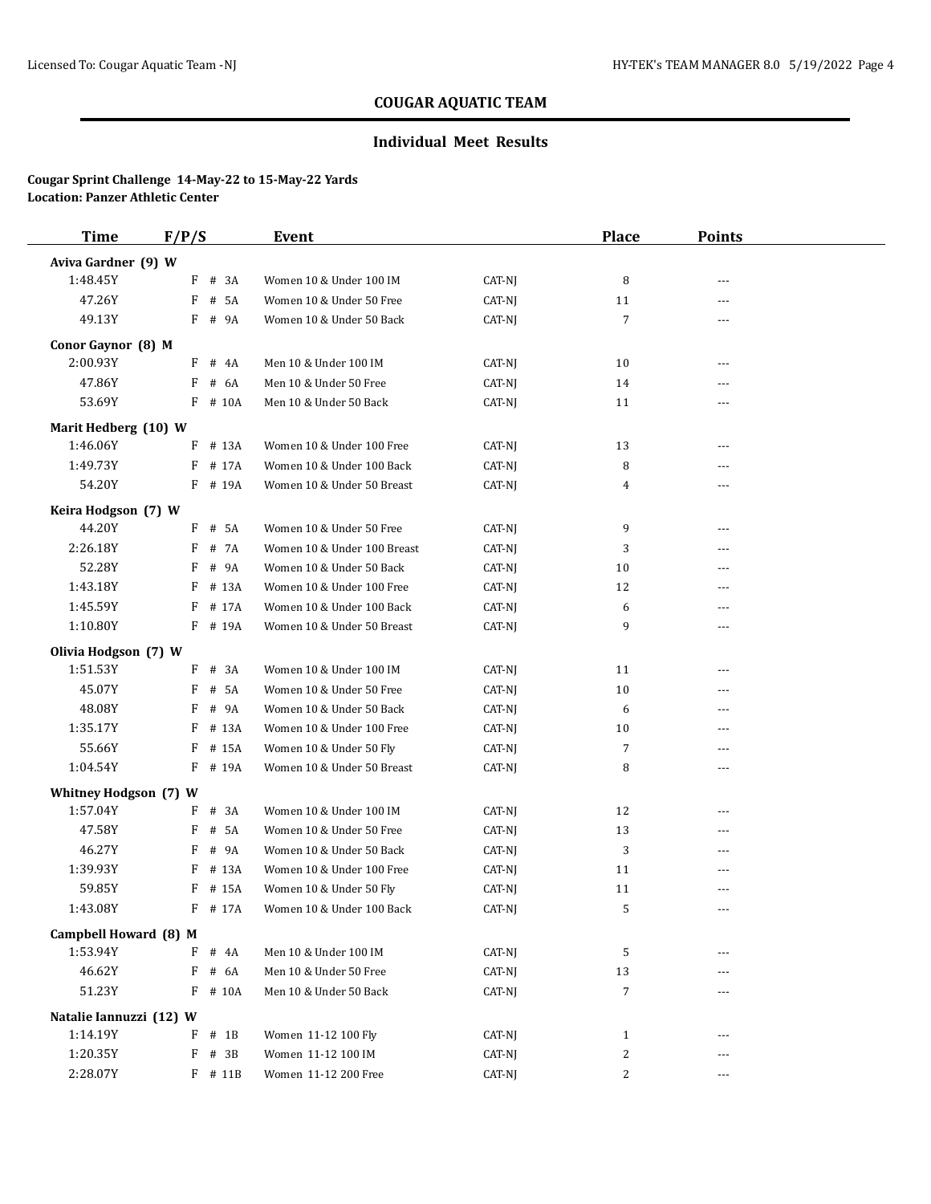## COUGAR AQUATIC TEAM

### Individual Meet Results

**Cougar Sprint Challenge 14-May-22 to 15-May-22 Yards**
**Location: Panzer Athletic Center**

| Time | F/P/S | Event | | Place | Points |
|---|---|---|---|---|---|
| **Aviva Gardner (9) W** | | | | | |
| 1:48.45Y | F # 3A | Women 10 & Under 100 IM | CAT-NJ | 8 | --- |
| 47.26Y | F # 5A | Women 10 & Under 50 Free | CAT-NJ | 11 | --- |
| 49.13Y | F # 9A | Women 10 & Under 50 Back | CAT-NJ | 7 | --- |
| **Conor Gaynor (8) M** | | | | | |
| 2:00.93Y | F # 4A | Men 10 & Under 100 IM | CAT-NJ | 10 | --- |
| 47.86Y | F # 6A | Men 10 & Under 50 Free | CAT-NJ | 14 | --- |
| 53.69Y | F # 10A | Men 10 & Under 50 Back | CAT-NJ | 11 | --- |
| **Marit Hedberg (10) W** | | | | | |
| 1:46.06Y | F # 13A | Women 10 & Under 100 Free | CAT-NJ | 13 | --- |
| 1:49.73Y | F # 17A | Women 10 & Under 100 Back | CAT-NJ | 8 | --- |
| 54.20Y | F # 19A | Women 10 & Under 50 Breast | CAT-NJ | 4 | --- |
| **Keira Hodgson (7) W** | | | | | |
| 44.20Y | F # 5A | Women 10 & Under 50 Free | CAT-NJ | 9 | --- |
| 2:26.18Y | F # 7A | Women 10 & Under 100 Breast | CAT-NJ | 3 | --- |
| 52.28Y | F # 9A | Women 10 & Under 50 Back | CAT-NJ | 10 | --- |
| 1:43.18Y | F # 13A | Women 10 & Under 100 Free | CAT-NJ | 12 | --- |
| 1:45.59Y | F # 17A | Women 10 & Under 100 Back | CAT-NJ | 6 | --- |
| 1:10.80Y | F # 19A | Women 10 & Under 50 Breast | CAT-NJ | 9 | --- |
| **Olivia Hodgson (7) W** | | | | | |
| 1:51.53Y | F # 3A | Women 10 & Under 100 IM | CAT-NJ | 11 | --- |
| 45.07Y | F # 5A | Women 10 & Under 50 Free | CAT-NJ | 10 | --- |
| 48.08Y | F # 9A | Women 10 & Under 50 Back | CAT-NJ | 6 | --- |
| 1:35.17Y | F # 13A | Women 10 & Under 100 Free | CAT-NJ | 10 | --- |
| 55.66Y | F # 15A | Women 10 & Under 50 Fly | CAT-NJ | 7 | --- |
| 1:04.54Y | F # 19A | Women 10 & Under 50 Breast | CAT-NJ | 8 | --- |
| **Whitney Hodgson (7) W** | | | | | |
| 1:57.04Y | F # 3A | Women 10 & Under 100 IM | CAT-NJ | 12 | --- |
| 47.58Y | F # 5A | Women 10 & Under 50 Free | CAT-NJ | 13 | --- |
| 46.27Y | F # 9A | Women 10 & Under 50 Back | CAT-NJ | 3 | --- |
| 1:39.93Y | F # 13A | Women 10 & Under 100 Free | CAT-NJ | 11 | --- |
| 59.85Y | F # 15A | Women 10 & Under 50 Fly | CAT-NJ | 11 | --- |
| 1:43.08Y | F # 17A | Women 10 & Under 100 Back | CAT-NJ | 5 | --- |
| **Campbell Howard (8) M** | | | | | |
| 1:53.94Y | F # 4A | Men 10 & Under 100 IM | CAT-NJ | 5 | --- |
| 46.62Y | F # 6A | Men 10 & Under 50 Free | CAT-NJ | 13 | --- |
| 51.23Y | F # 10A | Men 10 & Under 50 Back | CAT-NJ | 7 | --- |
| **Natalie Iannuzzi (12) W** | | | | | |
| 1:14.19Y | F # 1B | Women 11-12 100 Fly | CAT-NJ | 1 | --- |
| 1:20.35Y | F # 3B | Women 11-12 100 IM | CAT-NJ | 2 | --- |
| 2:28.07Y | F # 11B | Women 11-12 200 Free | CAT-NJ | 2 | --- |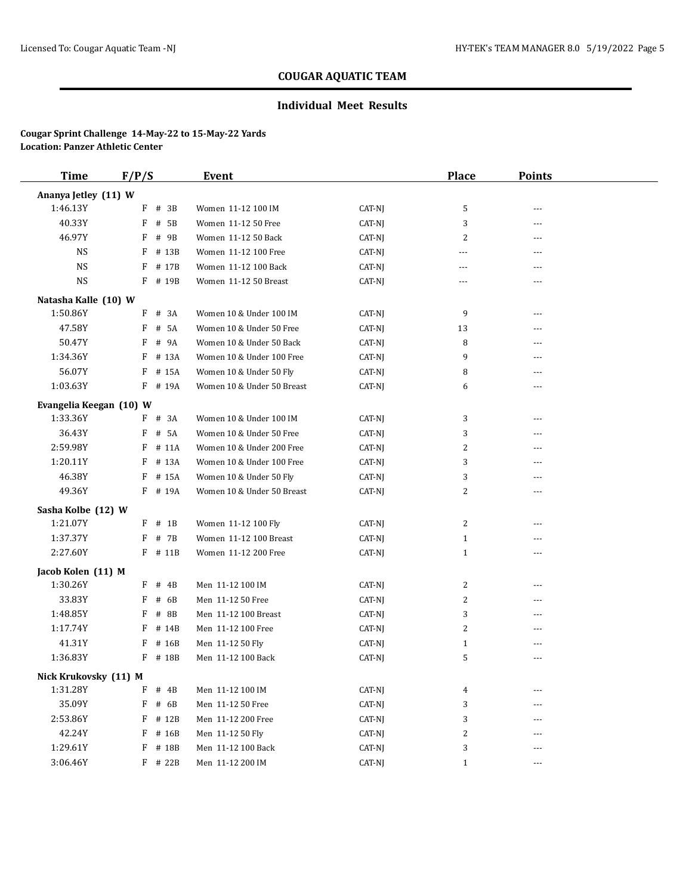## COUGAR AQUATIC TEAM

### Individual Meet Results

**Cougar Sprint Challenge 14-May-22 to 15-May-22 Yards**
**Location: Panzer Athletic Center**

| Time | F/P/S | Event | | Place | Points |
|---|---|---|---|---|---|
| **Ananya Jetley (11) W** | | | | | |
| 1:46.13Y | F # 3B | Women 11-12 100 IM | CAT-NJ | 5 | --- |
| 40.33Y | F # 5B | Women 11-12 50 Free | CAT-NJ | 3 | --- |
| 46.97Y | F # 9B | Women 11-12 50 Back | CAT-NJ | 2 | --- |
| NS | F # 13B | Women 11-12 100 Free | CAT-NJ | --- | --- |
| NS | F # 17B | Women 11-12 100 Back | CAT-NJ | --- | --- |
| NS | F # 19B | Women 11-12 50 Breast | CAT-NJ | --- | --- |
| **Natasha Kalle (10) W** | | | | | |
| 1:50.86Y | F # 3A | Women 10 & Under 100 IM | CAT-NJ | 9 | --- |
| 47.58Y | F # 5A | Women 10 & Under 50 Free | CAT-NJ | 13 | --- |
| 50.47Y | F # 9A | Women 10 & Under 50 Back | CAT-NJ | 8 | --- |
| 1:34.36Y | F # 13A | Women 10 & Under 100 Free | CAT-NJ | 9 | --- |
| 56.07Y | F # 15A | Women 10 & Under 50 Fly | CAT-NJ | 8 | --- |
| 1:03.63Y | F # 19A | Women 10 & Under 50 Breast | CAT-NJ | 6 | --- |
| **Evangelia Keegan (10) W** | | | | | |
| 1:33.36Y | F # 3A | Women 10 & Under 100 IM | CAT-NJ | 3 | --- |
| 36.43Y | F # 5A | Women 10 & Under 50 Free | CAT-NJ | 3 | --- |
| 2:59.98Y | F # 11A | Women 10 & Under 200 Free | CAT-NJ | 2 | --- |
| 1:20.11Y | F # 13A | Women 10 & Under 100 Free | CAT-NJ | 3 | --- |
| 46.38Y | F # 15A | Women 10 & Under 50 Fly | CAT-NJ | 3 | --- |
| 49.36Y | F # 19A | Women 10 & Under 50 Breast | CAT-NJ | 2 | --- |
| **Sasha Kolbe (12) W** | | | | | |
| 1:21.07Y | F # 1B | Women 11-12 100 Fly | CAT-NJ | 2 | --- |
| 1:37.37Y | F # 7B | Women 11-12 100 Breast | CAT-NJ | 1 | --- |
| 2:27.60Y | F # 11B | Women 11-12 200 Free | CAT-NJ | 1 | --- |
| **Jacob Kolen (11) M** | | | | | |
| 1:30.26Y | F # 4B | Men 11-12 100 IM | CAT-NJ | 2 | --- |
| 33.83Y | F # 6B | Men 11-12 50 Free | CAT-NJ | 2 | --- |
| 1:48.85Y | F # 8B | Men 11-12 100 Breast | CAT-NJ | 3 | --- |
| 1:17.74Y | F # 14B | Men 11-12 100 Free | CAT-NJ | 2 | --- |
| 41.31Y | F # 16B | Men 11-12 50 Fly | CAT-NJ | 1 | --- |
| 1:36.83Y | F # 18B | Men 11-12 100 Back | CAT-NJ | 5 | --- |
| **Nick Krukovsky (11) M** | | | | | |
| 1:31.28Y | F # 4B | Men 11-12 100 IM | CAT-NJ | 4 | --- |
| 35.09Y | F # 6B | Men 11-12 50 Free | CAT-NJ | 3 | --- |
| 2:53.86Y | F # 12B | Men 11-12 200 Free | CAT-NJ | 3 | --- |
| 42.24Y | F # 16B | Men 11-12 50 Fly | CAT-NJ | 2 | --- |
| 1:29.61Y | F # 18B | Men 11-12 100 Back | CAT-NJ | 3 | --- |
| 3:06.46Y | F # 22B | Men 11-12 200 IM | CAT-NJ | 1 | --- |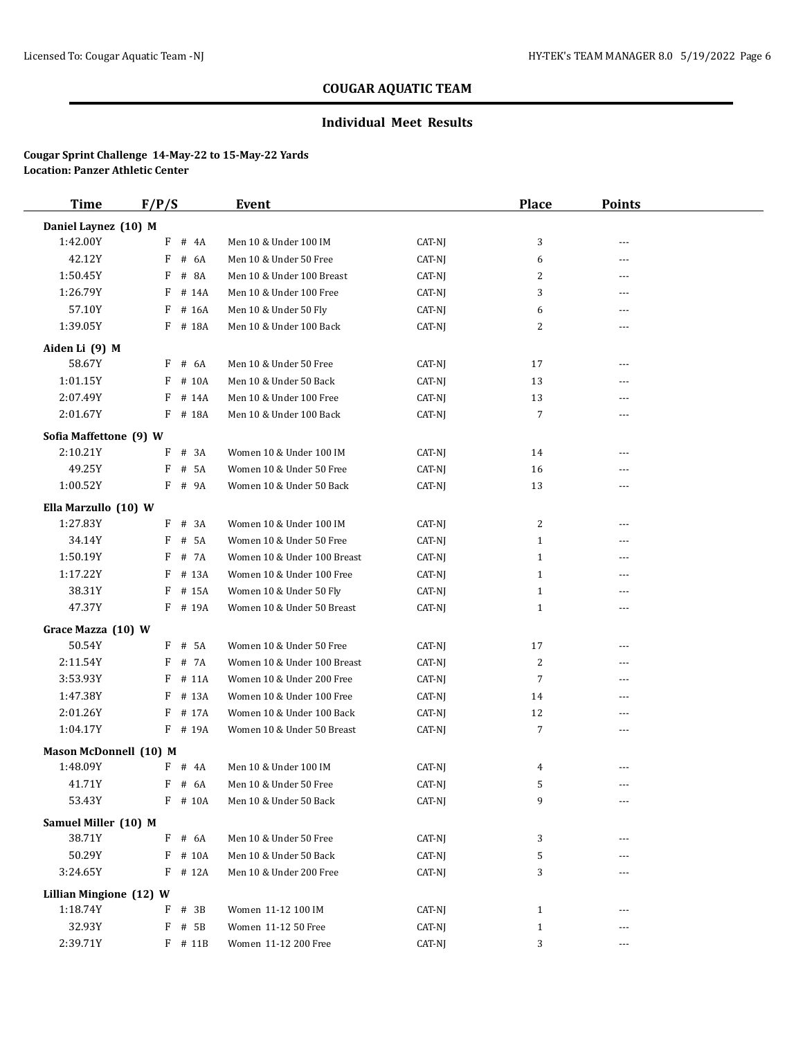## COUGAR AQUATIC TEAM

### Individual Meet Results

**Cougar Sprint Challenge 14-May-22 to 15-May-22 Yards**
**Location: Panzer Athletic Center**

| Time | F/P/S | Event | | Place | Points |
|---|---|---|---|---|---|
| **Daniel Laynez (10) M** | | | | | |
| 1:42.00Y | F # 4A | Men 10 & Under 100 IM | CAT-NJ | 3 | --- |
| 42.12Y | F # 6A | Men 10 & Under 50 Free | CAT-NJ | 6 | --- |
| 1:50.45Y | F # 8A | Men 10 & Under 100 Breast | CAT-NJ | 2 | --- |
| 1:26.79Y | F # 14A | Men 10 & Under 100 Free | CAT-NJ | 3 | --- |
| 57.10Y | F # 16A | Men 10 & Under 50 Fly | CAT-NJ | 6 | --- |
| 1:39.05Y | F # 18A | Men 10 & Under 100 Back | CAT-NJ | 2 | --- |
| **Aiden Li (9) M** | | | | | |
| 58.67Y | F # 6A | Men 10 & Under 50 Free | CAT-NJ | 17 | --- |
| 1:01.15Y | F # 10A | Men 10 & Under 50 Back | CAT-NJ | 13 | --- |
| 2:07.49Y | F # 14A | Men 10 & Under 100 Free | CAT-NJ | 13 | --- |
| 2:01.67Y | F # 18A | Men 10 & Under 100 Back | CAT-NJ | 7 | --- |
| **Sofia Maffettone (9) W** | | | | | |
| 2:10.21Y | F # 3A | Women 10 & Under 100 IM | CAT-NJ | 14 | --- |
| 49.25Y | F # 5A | Women 10 & Under 50 Free | CAT-NJ | 16 | --- |
| 1:00.52Y | F # 9A | Women 10 & Under 50 Back | CAT-NJ | 13 | --- |
| **Ella Marzullo (10) W** | | | | | |
| 1:27.83Y | F # 3A | Women 10 & Under 100 IM | CAT-NJ | 2 | --- |
| 34.14Y | F # 5A | Women 10 & Under 50 Free | CAT-NJ | 1 | --- |
| 1:50.19Y | F # 7A | Women 10 & Under 100 Breast | CAT-NJ | 1 | --- |
| 1:17.22Y | F # 13A | Women 10 & Under 100 Free | CAT-NJ | 1 | --- |
| 38.31Y | F # 15A | Women 10 & Under 50 Fly | CAT-NJ | 1 | --- |
| 47.37Y | F # 19A | Women 10 & Under 50 Breast | CAT-NJ | 1 | --- |
| **Grace Mazza (10) W** | | | | | |
| 50.54Y | F # 5A | Women 10 & Under 50 Free | CAT-NJ | 17 | --- |
| 2:11.54Y | F # 7A | Women 10 & Under 100 Breast | CAT-NJ | 2 | --- |
| 3:53.93Y | F # 11A | Women 10 & Under 200 Free | CAT-NJ | 7 | --- |
| 1:47.38Y | F # 13A | Women 10 & Under 100 Free | CAT-NJ | 14 | --- |
| 2:01.26Y | F # 17A | Women 10 & Under 100 Back | CAT-NJ | 12 | --- |
| 1:04.17Y | F # 19A | Women 10 & Under 50 Breast | CAT-NJ | 7 | --- |
| **Mason McDonnell (10) M** | | | | | |
| 1:48.09Y | F # 4A | Men 10 & Under 100 IM | CAT-NJ | 4 | --- |
| 41.71Y | F # 6A | Men 10 & Under 50 Free | CAT-NJ | 5 | --- |
| 53.43Y | F # 10A | Men 10 & Under 50 Back | CAT-NJ | 9 | --- |
| **Samuel Miller (10) M** | | | | | |
| 38.71Y | F # 6A | Men 10 & Under 50 Free | CAT-NJ | 3 | --- |
| 50.29Y | F # 10A | Men 10 & Under 50 Back | CAT-NJ | 5 | --- |
| 3:24.65Y | F # 12A | Men 10 & Under 200 Free | CAT-NJ | 3 | --- |
| **Lillian Mingione (12) W** | | | | | |
| 1:18.74Y | F # 3B | Women 11-12 100 IM | CAT-NJ | 1 | --- |
| 32.93Y | F # 5B | Women 11-12 50 Free | CAT-NJ | 1 | --- |
| 2:39.71Y | F # 11B | Women 11-12 200 Free | CAT-NJ | 3 | --- |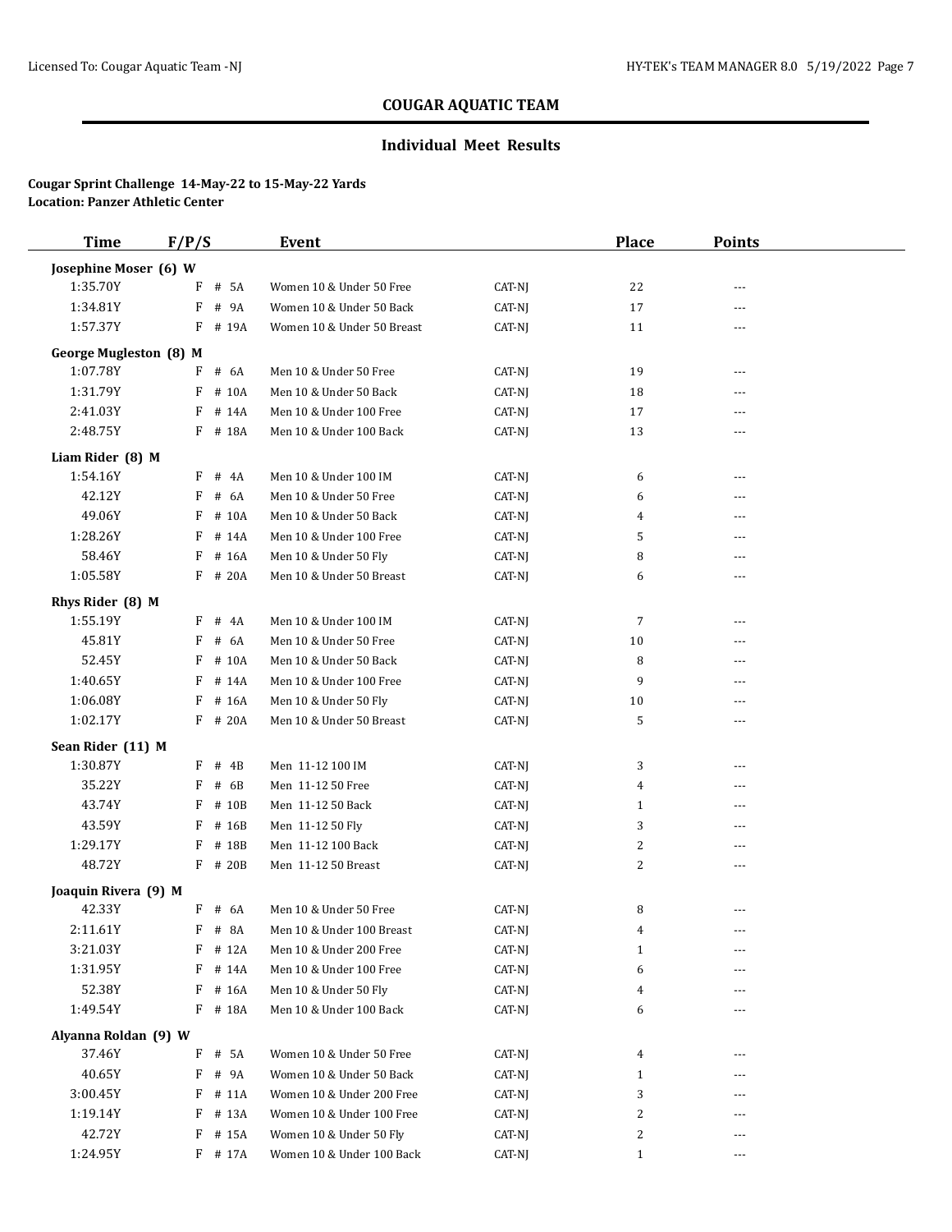## COUGAR AQUATIC TEAM

### Individual Meet Results

**Cougar Sprint Challenge 14-May-22 to 15-May-22 Yards**
**Location: Panzer Athletic Center**

| Time | F/P/S | | Event | | Place | Points |
|---|---|---|---|---|---|---|
| **Josephine Moser (6) W** | | | | | | |
| 1:35.70Y | F | # 5A | Women 10 & Under 50 Free | CAT-NJ | 22 | --- |
| 1:34.81Y | F | # 9A | Women 10 & Under 50 Back | CAT-NJ | 17 | --- |
| 1:57.37Y | F | # 19A | Women 10 & Under 50 Breast | CAT-NJ | 11 | --- |
| **George Mugleston (8) M** | | | | | | |
| 1:07.78Y | F | # 6A | Men 10 & Under 50 Free | CAT-NJ | 19 | --- |
| 1:31.79Y | F | # 10A | Men 10 & Under 50 Back | CAT-NJ | 18 | --- |
| 2:41.03Y | F | # 14A | Men 10 & Under 100 Free | CAT-NJ | 17 | --- |
| 2:48.75Y | F | # 18A | Men 10 & Under 100 Back | CAT-NJ | 13 | --- |
| **Liam Rider (8) M** | | | | | | |
| 1:54.16Y | F | # 4A | Men 10 & Under 100 IM | CAT-NJ | 6 | --- |
| 42.12Y | F | # 6A | Men 10 & Under 50 Free | CAT-NJ | 6 | --- |
| 49.06Y | F | # 10A | Men 10 & Under 50 Back | CAT-NJ | 4 | --- |
| 1:28.26Y | F | # 14A | Men 10 & Under 100 Free | CAT-NJ | 5 | --- |
| 58.46Y | F | # 16A | Men 10 & Under 50 Fly | CAT-NJ | 8 | --- |
| 1:05.58Y | F | # 20A | Men 10 & Under 50 Breast | CAT-NJ | 6 | --- |
| **Rhys Rider (8) M** | | | | | | |
| 1:55.19Y | F | # 4A | Men 10 & Under 100 IM | CAT-NJ | 7 | --- |
| 45.81Y | F | # 6A | Men 10 & Under 50 Free | CAT-NJ | 10 | --- |
| 52.45Y | F | # 10A | Men 10 & Under 50 Back | CAT-NJ | 8 | --- |
| 1:40.65Y | F | # 14A | Men 10 & Under 100 Free | CAT-NJ | 9 | --- |
| 1:06.08Y | F | # 16A | Men 10 & Under 50 Fly | CAT-NJ | 10 | --- |
| 1:02.17Y | F | # 20A | Men 10 & Under 50 Breast | CAT-NJ | 5 | --- |
| **Sean Rider (11) M** | | | | | | |
| 1:30.87Y | F | # 4B | Men 11-12 100 IM | CAT-NJ | 3 | --- |
| 35.22Y | F | # 6B | Men 11-12 50 Free | CAT-NJ | 4 | --- |
| 43.74Y | F | # 10B | Men 11-12 50 Back | CAT-NJ | 1 | --- |
| 43.59Y | F | # 16B | Men 11-12 50 Fly | CAT-NJ | 3 | --- |
| 1:29.17Y | F | # 18B | Men 11-12 100 Back | CAT-NJ | 2 | --- |
| 48.72Y | F | # 20B | Men 11-12 50 Breast | CAT-NJ | 2 | --- |
| **Joaquin Rivera (9) M** | | | | | | |
| 42.33Y | F | # 6A | Men 10 & Under 50 Free | CAT-NJ | 8 | --- |
| 2:11.61Y | F | # 8A | Men 10 & Under 100 Breast | CAT-NJ | 4 | --- |
| 3:21.03Y | F | # 12A | Men 10 & Under 200 Free | CAT-NJ | 1 | --- |
| 1:31.95Y | F | # 14A | Men 10 & Under 100 Free | CAT-NJ | 6 | --- |
| 52.38Y | F | # 16A | Men 10 & Under 50 Fly | CAT-NJ | 4 | --- |
| 1:49.54Y | F | # 18A | Men 10 & Under 100 Back | CAT-NJ | 6 | --- |
| **Alyanna Roldan (9) W** | | | | | | |
| 37.46Y | F | # 5A | Women 10 & Under 50 Free | CAT-NJ | 4 | --- |
| 40.65Y | F | # 9A | Women 10 & Under 50 Back | CAT-NJ | 1 | --- |
| 3:00.45Y | F | # 11A | Women 10 & Under 200 Free | CAT-NJ | 3 | --- |
| 1:19.14Y | F | # 13A | Women 10 & Under 100 Free | CAT-NJ | 2 | --- |
| 42.72Y | F | # 15A | Women 10 & Under 50 Fly | CAT-NJ | 2 | --- |
| 1:24.95Y | F | # 17A | Women 10 & Under 100 Back | CAT-NJ | 1 | --- |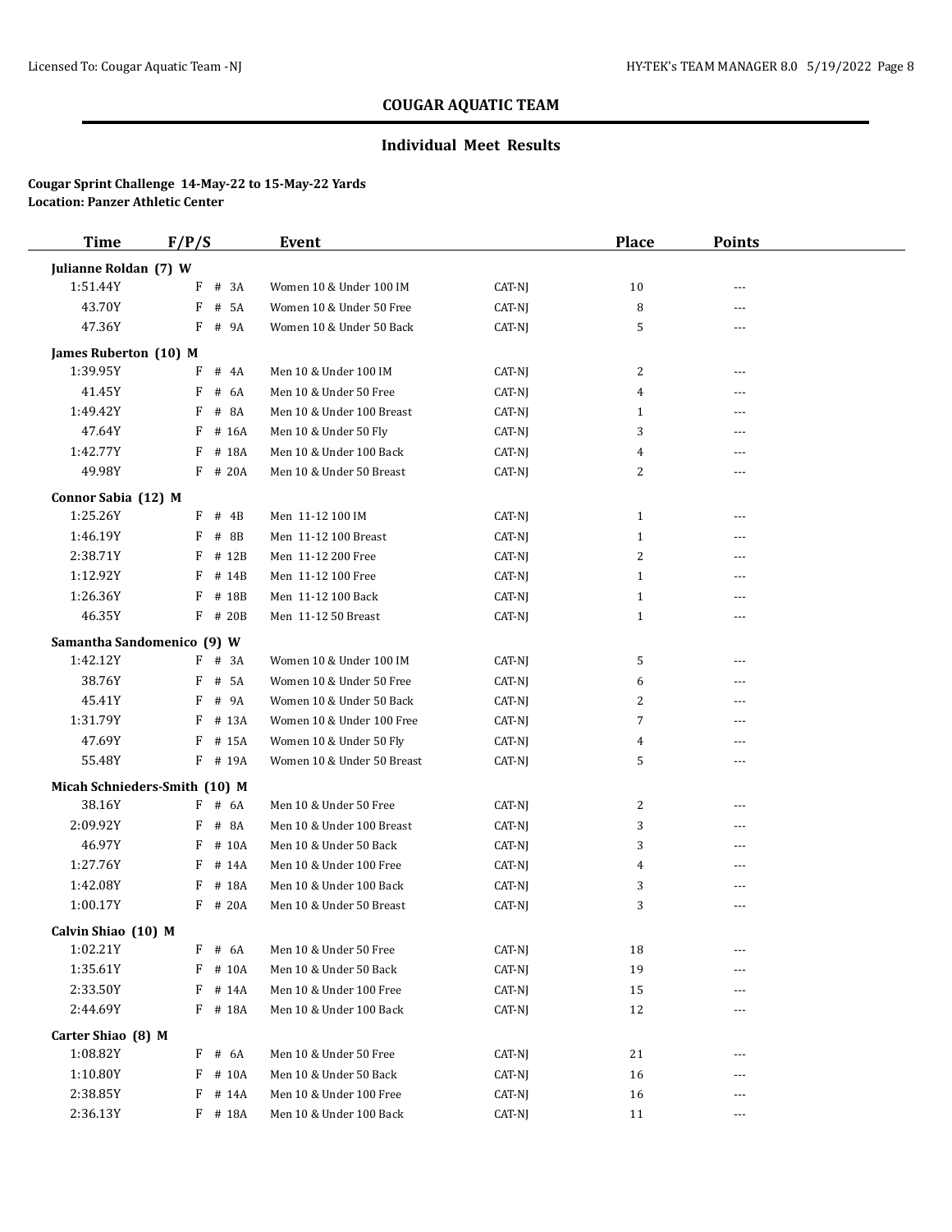## COUGAR AQUATIC TEAM

### Individual Meet Results

**Cougar Sprint Challenge 14-May-22 to 15-May-22 Yards**
**Location: Panzer Athletic Center**

| Time | F/P/S | Event | | Place | Points |
|---|---|---|---|---|---|
| **Julianne Roldan (7) W** | | | | | |
| 1:51.44Y | F # 3A | Women 10 & Under 100 IM | CAT-NJ | 10 | --- |
| 43.70Y | F # 5A | Women 10 & Under 50 Free | CAT-NJ | 8 | --- |
| 47.36Y | F # 9A | Women 10 & Under 50 Back | CAT-NJ | 5 | --- |
| **James Ruberton (10) M** | | | | | |
| 1:39.95Y | F # 4A | Men 10 & Under 100 IM | CAT-NJ | 2 | --- |
| 41.45Y | F # 6A | Men 10 & Under 50 Free | CAT-NJ | 4 | --- |
| 1:49.42Y | F # 8A | Men 10 & Under 100 Breast | CAT-NJ | 1 | --- |
| 47.64Y | F # 16A | Men 10 & Under 50 Fly | CAT-NJ | 3 | --- |
| 1:42.77Y | F # 18A | Men 10 & Under 100 Back | CAT-NJ | 4 | --- |
| 49.98Y | F # 20A | Men 10 & Under 50 Breast | CAT-NJ | 2 | --- |
| **Connor Sabia (12) M** | | | | | |
| 1:25.26Y | F # 4B | Men 11-12 100 IM | CAT-NJ | 1 | --- |
| 1:46.19Y | F # 8B | Men 11-12 100 Breast | CAT-NJ | 1 | --- |
| 2:38.71Y | F # 12B | Men 11-12 200 Free | CAT-NJ | 2 | --- |
| 1:12.92Y | F # 14B | Men 11-12 100 Free | CAT-NJ | 1 | --- |
| 1:26.36Y | F # 18B | Men 11-12 100 Back | CAT-NJ | 1 | --- |
| 46.35Y | F # 20B | Men 11-12 50 Breast | CAT-NJ | 1 | --- |
| **Samantha Sandomenico (9) W** | | | | | |
| 1:42.12Y | F # 3A | Women 10 & Under 100 IM | CAT-NJ | 5 | --- |
| 38.76Y | F # 5A | Women 10 & Under 50 Free | CAT-NJ | 6 | --- |
| 45.41Y | F # 9A | Women 10 & Under 50 Back | CAT-NJ | 2 | --- |
| 1:31.79Y | F # 13A | Women 10 & Under 100 Free | CAT-NJ | 7 | --- |
| 47.69Y | F # 15A | Women 10 & Under 50 Fly | CAT-NJ | 4 | --- |
| 55.48Y | F # 19A | Women 10 & Under 50 Breast | CAT-NJ | 5 | --- |
| **Micah Schnieders-Smith (10) M** | | | | | |
| 38.16Y | F # 6A | Men 10 & Under 50 Free | CAT-NJ | 2 | --- |
| 2:09.92Y | F # 8A | Men 10 & Under 100 Breast | CAT-NJ | 3 | --- |
| 46.97Y | F # 10A | Men 10 & Under 50 Back | CAT-NJ | 3 | --- |
| 1:27.76Y | F # 14A | Men 10 & Under 100 Free | CAT-NJ | 4 | --- |
| 1:42.08Y | F # 18A | Men 10 & Under 100 Back | CAT-NJ | 3 | --- |
| 1:00.17Y | F # 20A | Men 10 & Under 50 Breast | CAT-NJ | 3 | --- |
| **Calvin Shiao (10) M** | | | | | |
| 1:02.21Y | F # 6A | Men 10 & Under 50 Free | CAT-NJ | 18 | --- |
| 1:35.61Y | F # 10A | Men 10 & Under 50 Back | CAT-NJ | 19 | --- |
| 2:33.50Y | F # 14A | Men 10 & Under 100 Free | CAT-NJ | 15 | --- |
| 2:44.69Y | F # 18A | Men 10 & Under 100 Back | CAT-NJ | 12 | --- |
| **Carter Shiao (8) M** | | | | | |
| 1:08.82Y | F # 6A | Men 10 & Under 50 Free | CAT-NJ | 21 | --- |
| 1:10.80Y | F # 10A | Men 10 & Under 50 Back | CAT-NJ | 16 | --- |
| 2:38.85Y | F # 14A | Men 10 & Under 100 Free | CAT-NJ | 16 | --- |
| 2:36.13Y | F # 18A | Men 10 & Under 100 Back | CAT-NJ | 11 | --- |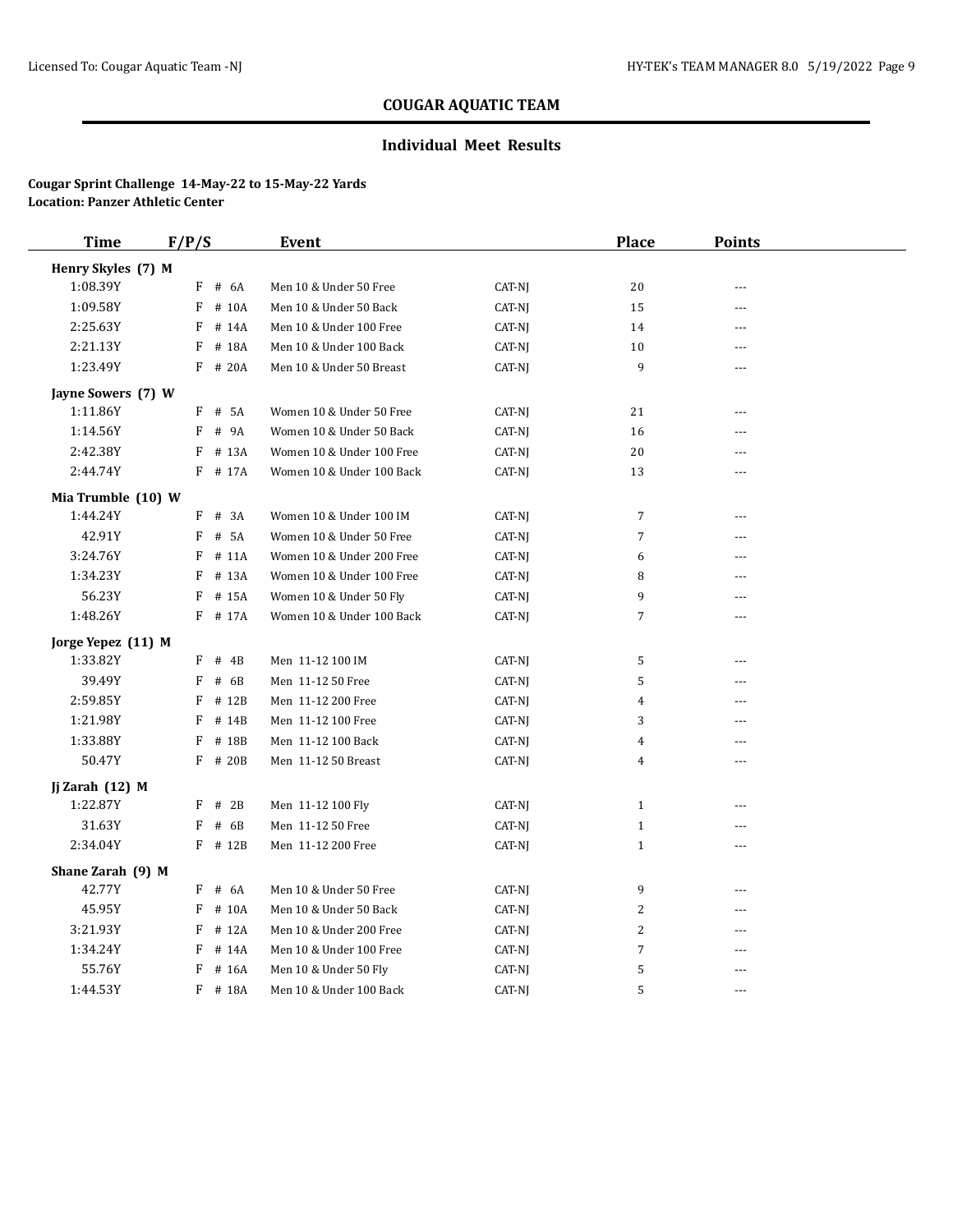# COUGAR AQUATIC TEAM

## Individual Meet Results

**Cougar Sprint Challenge 14-May-22 to 15-May-22 Yards**
**Location: Panzer Athletic Center**

| Time | F/P/S | Event | | Place | Points |
|---|---|---|---|---|---|
| **Henry Skyles (7) M** | | | | | |
| 1:08.39Y | F # 6A | Men 10 & Under 50 Free | CAT-NJ | 20 | --- |
| 1:09.58Y | F # 10A | Men 10 & Under 50 Back | CAT-NJ | 15 | --- |
| 2:25.63Y | F # 14A | Men 10 & Under 100 Free | CAT-NJ | 14 | --- |
| 2:21.13Y | F # 18A | Men 10 & Under 100 Back | CAT-NJ | 10 | --- |
| 1:23.49Y | F # 20A | Men 10 & Under 50 Breast | CAT-NJ | 9 | --- |
| **Jayne Sowers (7) W** | | | | | |
| 1:11.86Y | F # 5A | Women 10 & Under 50 Free | CAT-NJ | 21 | --- |
| 1:14.56Y | F # 9A | Women 10 & Under 50 Back | CAT-NJ | 16 | --- |
| 2:42.38Y | F # 13A | Women 10 & Under 100 Free | CAT-NJ | 20 | --- |
| 2:44.74Y | F # 17A | Women 10 & Under 100 Back | CAT-NJ | 13 | --- |
| **Mia Trumble (10) W** | | | | | |
| 1:44.24Y | F # 3A | Women 10 & Under 100 IM | CAT-NJ | 7 | --- |
| 42.91Y | F # 5A | Women 10 & Under 50 Free | CAT-NJ | 7 | --- |
| 3:24.76Y | F # 11A | Women 10 & Under 200 Free | CAT-NJ | 6 | --- |
| 1:34.23Y | F # 13A | Women 10 & Under 100 Free | CAT-NJ | 8 | --- |
| 56.23Y | F # 15A | Women 10 & Under 50 Fly | CAT-NJ | 9 | --- |
| 1:48.26Y | F # 17A | Women 10 & Under 100 Back | CAT-NJ | 7 | --- |
| **Jorge Yepez (11) M** | | | | | |
| 1:33.82Y | F # 4B | Men 11-12 100 IM | CAT-NJ | 5 | --- |
| 39.49Y | F # 6B | Men 11-12 50 Free | CAT-NJ | 5 | --- |
| 2:59.85Y | F # 12B | Men 11-12 200 Free | CAT-NJ | 4 | --- |
| 1:21.98Y | F # 14B | Men 11-12 100 Free | CAT-NJ | 3 | --- |
| 1:33.88Y | F # 18B | Men 11-12 100 Back | CAT-NJ | 4 | --- |
| 50.47Y | F # 20B | Men 11-12 50 Breast | CAT-NJ | 4 | --- |
| **Jj Zarah (12) M** | | | | | |
| 1:22.87Y | F # 2B | Men 11-12 100 Fly | CAT-NJ | 1 | --- |
| 31.63Y | F # 6B | Men 11-12 50 Free | CAT-NJ | 1 | --- |
| 2:34.04Y | F # 12B | Men 11-12 200 Free | CAT-NJ | 1 | --- |
| **Shane Zarah (9) M** | | | | | |
| 42.77Y | F # 6A | Men 10 & Under 50 Free | CAT-NJ | 9 | --- |
| 45.95Y | F # 10A | Men 10 & Under 50 Back | CAT-NJ | 2 | --- |
| 3:21.93Y | F # 12A | Men 10 & Under 200 Free | CAT-NJ | 2 | --- |
| 1:34.24Y | F # 14A | Men 10 & Under 100 Free | CAT-NJ | 7 | --- |
| 55.76Y | F # 16A | Men 10 & Under 50 Fly | CAT-NJ | 5 | --- |
| 1:44.53Y | F # 18A | Men 10 & Under 100 Back | CAT-NJ | 5 | --- |